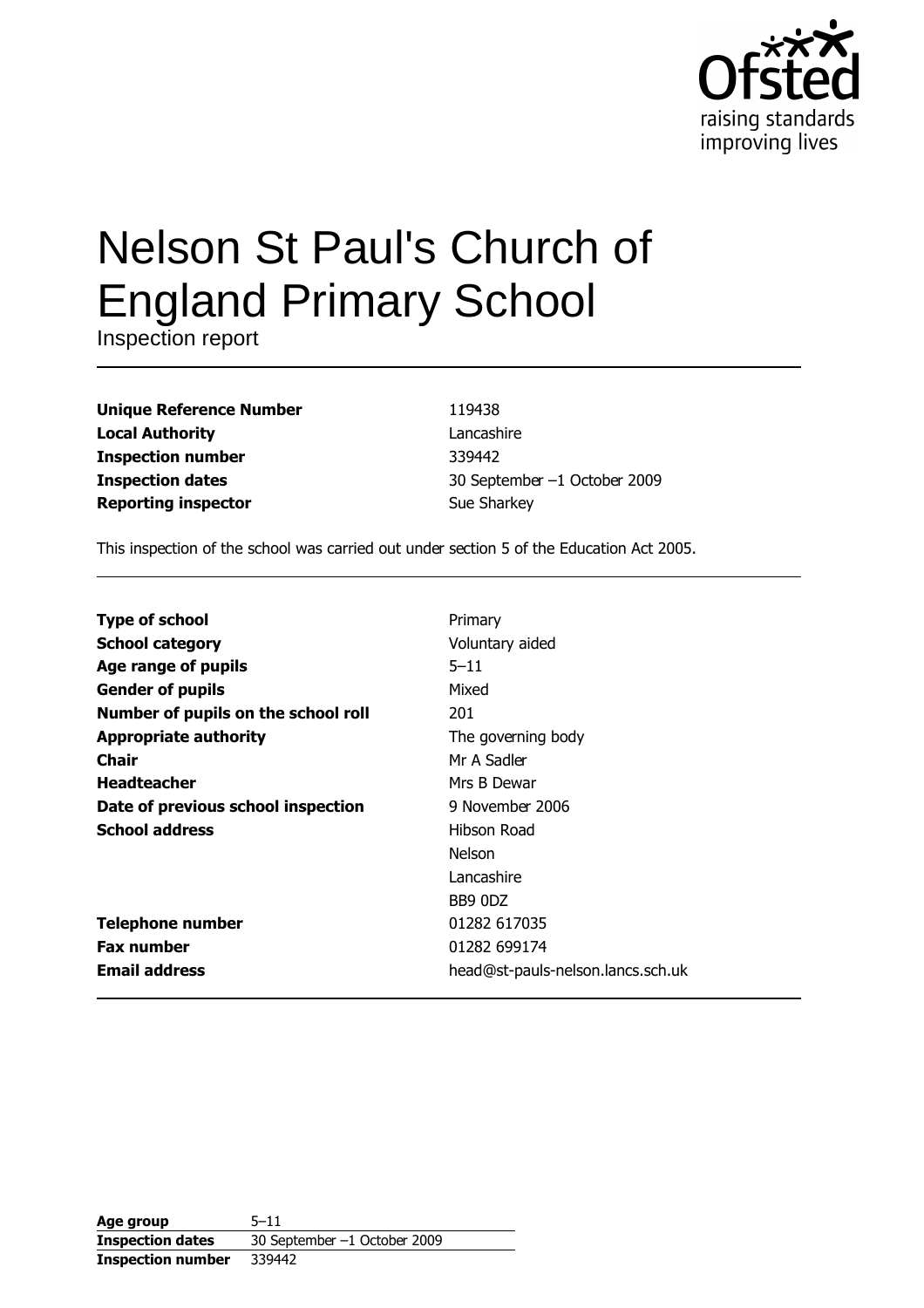# Nelson St Paul's Church of England Primary School

Inspection report

| | |
|---|---|
| **Unique Reference Number** | 119438 |
| **Local Authority** | Lancashire |
| **Inspection number** | 339442 |
| **Inspection dates** | 30 September –1 October 2009 |
| **Reporting inspector** | Sue Sharkey |

This inspection of the school was carried out under section 5 of the Education Act 2005.

| | |
|---|---|
| **Type of school** | Primary |
| **School category** | Voluntary aided |
| **Age range of pupils** | 5–11 |
| **Gender of pupils** | Mixed |
| **Number of pupils on the school roll** | 201 |
| **Appropriate authority** | The governing body |
| **Chair** | Mr A Sadler |
| **Headteacher** | Mrs B Dewar |
| **Date of previous school inspection** | 9 November 2006 |
| **School address** | Hibson Road<br>Nelson<br>Lancashire<br>BB9 0DZ |
| **Telephone number** | 01282 617035 |
| **Fax number** | 01282 699174 |
| **Email address** | head@st-pauls-nelson.lancs.sch.uk |

| | |
|---|---|
| **Age group** | 5–11 |
| **Inspection dates** | 30 September –1 October 2009 |
| **Inspection number** | 339442 |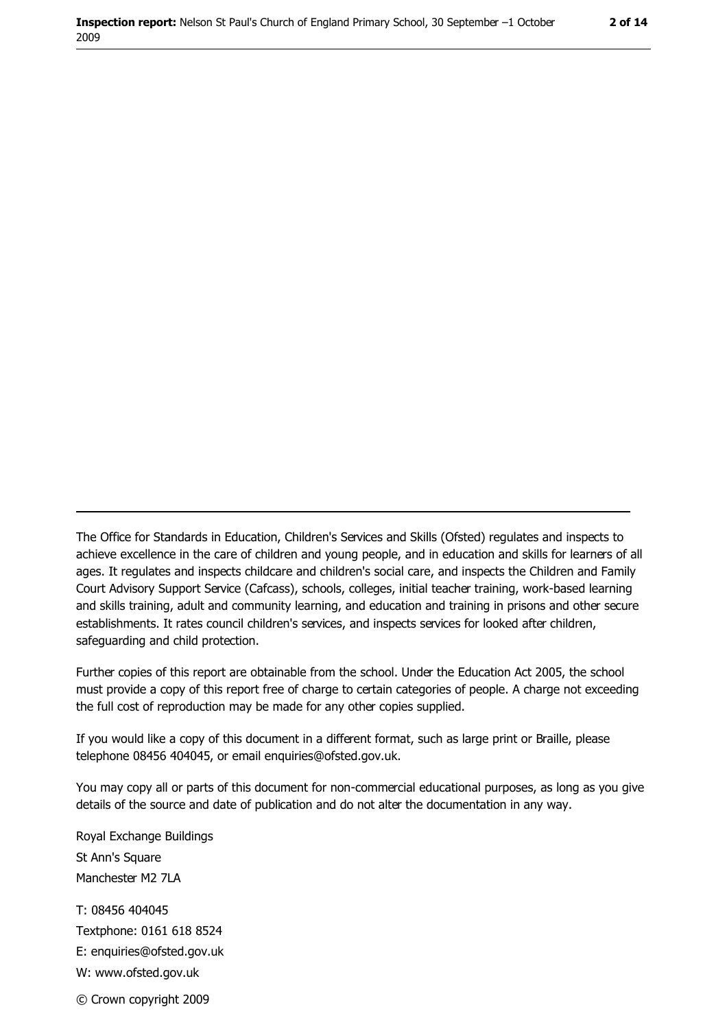The Office for Standards in Education, Children's Services and Skills (Ofsted) regulates and inspects to achieve excellence in the care of children and young people, and in education and skills for learners of all ages. It regulates and inspects childcare and children's social care, and inspects the Children and Family Court Advisory Support Service (Cafcass), schools, colleges, initial teacher training, work-based learning and skills training, adult and community learning, and education and training in prisons and other secure establishments. It rates council children's services, and inspects services for looked after children, safeguarding and child protection.

Further copies of this report are obtainable from the school. Under the Education Act 2005, the school must provide a copy of this report free of charge to certain categories of people. A charge not exceeding the full cost of reproduction may be made for any other copies supplied.

If you would like a copy of this document in a different format, such as large print or Braille, please telephone 08456 404045, or email enquiries@ofsted.gov.uk.

You may copy all or parts of this document for non-commercial educational purposes, as long as you give details of the source and date of publication and do not alter the documentation in any way.

Royal Exchange Buildings
St Ann's Square
Manchester M2 7LA

T: 08456 404045
Textphone: 0161 618 8524
E: enquiries@ofsted.gov.uk
W: www.ofsted.gov.uk

© Crown copyright 2009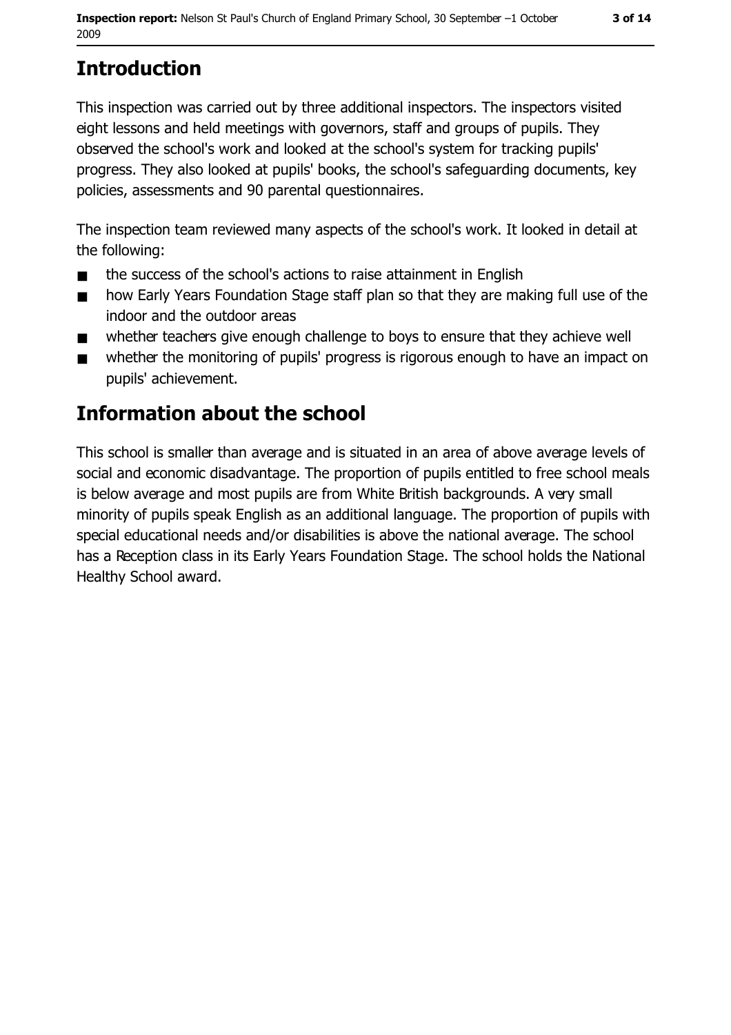## Introduction

This inspection was carried out by three additional inspectors. The inspectors visited eight lessons and held meetings with governors, staff and groups of pupils. They observed the school's work and looked at the school's system for tracking pupils' progress. They also looked at pupils' books, the school's safeguarding documents, key policies, assessments and 90 parental questionnaires.

The inspection team reviewed many aspects of the school's work. It looked in detail at the following:

- the success of the school's actions to raise attainment in English
- how Early Years Foundation Stage staff plan so that they are making full use of the indoor and the outdoor areas
- whether teachers give enough challenge to boys to ensure that they achieve well
- whether the monitoring of pupils' progress is rigorous enough to have an impact on pupils' achievement.

## Information about the school

This school is smaller than average and is situated in an area of above average levels of social and economic disadvantage. The proportion of pupils entitled to free school meals is below average and most pupils are from White British backgrounds. A very small minority of pupils speak English as an additional language. The proportion of pupils with special educational needs and/or disabilities is above the national average. The school has a Reception class in its Early Years Foundation Stage. The school holds the National Healthy School award.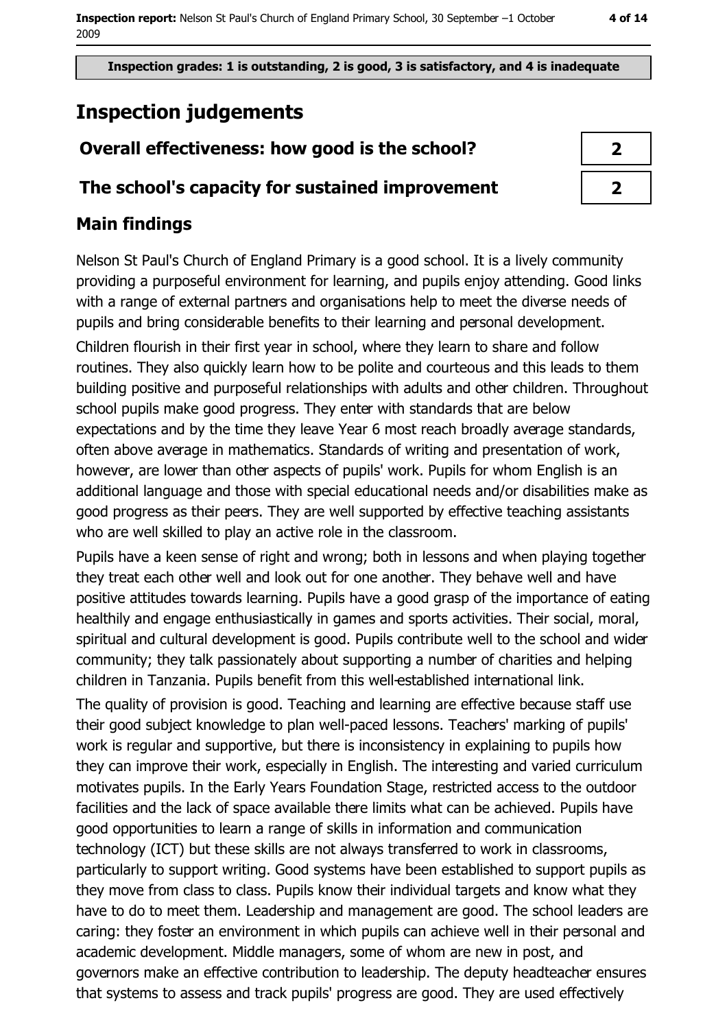**Inspection grades: 1 is outstanding, 2 is good, 3 is satisfactory, and 4 is inadequate**

# Inspection judgements

| | |
|---|---|
| **Overall effectiveness: how good is the school?** | **2** |
| **The school's capacity for sustained improvement** | **2** |

## Main findings

Nelson St Paul's Church of England Primary is a good school. It is a lively community providing a purposeful environment for learning, and pupils enjoy attending. Good links with a range of external partners and organisations help to meet the diverse needs of pupils and bring considerable benefits to their learning and personal development.

Children flourish in their first year in school, where they learn to share and follow routines. They also quickly learn how to be polite and courteous and this leads to them building positive and purposeful relationships with adults and other children. Throughout school pupils make good progress. They enter with standards that are below expectations and by the time they leave Year 6 most reach broadly average standards, often above average in mathematics. Standards of writing and presentation of work, however, are lower than other aspects of pupils' work. Pupils for whom English is an additional language and those with special educational needs and/or disabilities make as good progress as their peers. They are well supported by effective teaching assistants who are well skilled to play an active role in the classroom.

Pupils have a keen sense of right and wrong; both in lessons and when playing together they treat each other well and look out for one another. They behave well and have positive attitudes towards learning. Pupils have a good grasp of the importance of eating healthily and engage enthusiastically in games and sports activities. Their social, moral, spiritual and cultural development is good. Pupils contribute well to the school and wider community; they talk passionately about supporting a number of charities and helping children in Tanzania. Pupils benefit from this well-established international link.

The quality of provision is good. Teaching and learning are effective because staff use their good subject knowledge to plan well-paced lessons. Teachers' marking of pupils' work is regular and supportive, but there is inconsistency in explaining to pupils how they can improve their work, especially in English. The interesting and varied curriculum motivates pupils. In the Early Years Foundation Stage, restricted access to the outdoor facilities and the lack of space available there limits what can be achieved. Pupils have good opportunities to learn a range of skills in information and communication technology (ICT) but these skills are not always transferred to work in classrooms, particularly to support writing. Good systems have been established to support pupils as they move from class to class. Pupils know their individual targets and know what they have to do to meet them. Leadership and management are good. The school leaders are caring: they foster an environment in which pupils can achieve well in their personal and academic development. Middle managers, some of whom are new in post, and governors make an effective contribution to leadership. The deputy headteacher ensures that systems to assess and track pupils' progress are good. They are used effectively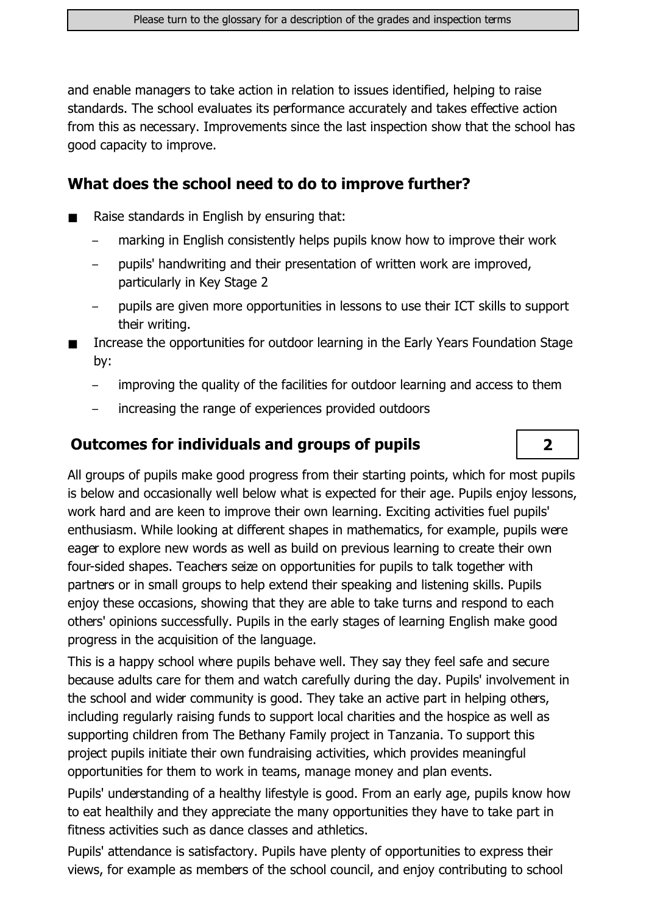and enable managers to take action in relation to issues identified, helping to raise standards. The school evaluates its performance accurately and takes effective action from this as necessary. Improvements since the last inspection show that the school has good capacity to improve.

## What does the school need to do to improve further?

- Raise standards in English by ensuring that:
  - marking in English consistently helps pupils know how to improve their work
  - pupils' handwriting and their presentation of written work are improved, particularly in Key Stage 2
  - pupils are given more opportunities in lessons to use their ICT skills to support their writing.
- Increase the opportunities for outdoor learning in the Early Years Foundation Stage by:
  - improving the quality of the facilities for outdoor learning and access to them
  - increasing the range of experiences provided outdoors

## Outcomes for individuals and groups of pupils — 2

All groups of pupils make good progress from their starting points, which for most pupils is below and occasionally well below what is expected for their age. Pupils enjoy lessons, work hard and are keen to improve their own learning. Exciting activities fuel pupils' enthusiasm. While looking at different shapes in mathematics, for example, pupils were eager to explore new words as well as build on previous learning to create their own four-sided shapes. Teachers seize on opportunities for pupils to talk together with partners or in small groups to help extend their speaking and listening skills. Pupils enjoy these occasions, showing that they are able to take turns and respond to each others' opinions successfully. Pupils in the early stages of learning English make good progress in the acquisition of the language.

This is a happy school where pupils behave well. They say they feel safe and secure because adults care for them and watch carefully during the day. Pupils' involvement in the school and wider community is good. They take an active part in helping others, including regularly raising funds to support local charities and the hospice as well as supporting children from The Bethany Family project in Tanzania. To support this project pupils initiate their own fundraising activities, which provides meaningful opportunities for them to work in teams, manage money and plan events.

Pupils' understanding of a healthy lifestyle is good. From an early age, pupils know how to eat healthily and they appreciate the many opportunities they have to take part in fitness activities such as dance classes and athletics.

Pupils' attendance is satisfactory. Pupils have plenty of opportunities to express their views, for example as members of the school council, and enjoy contributing to school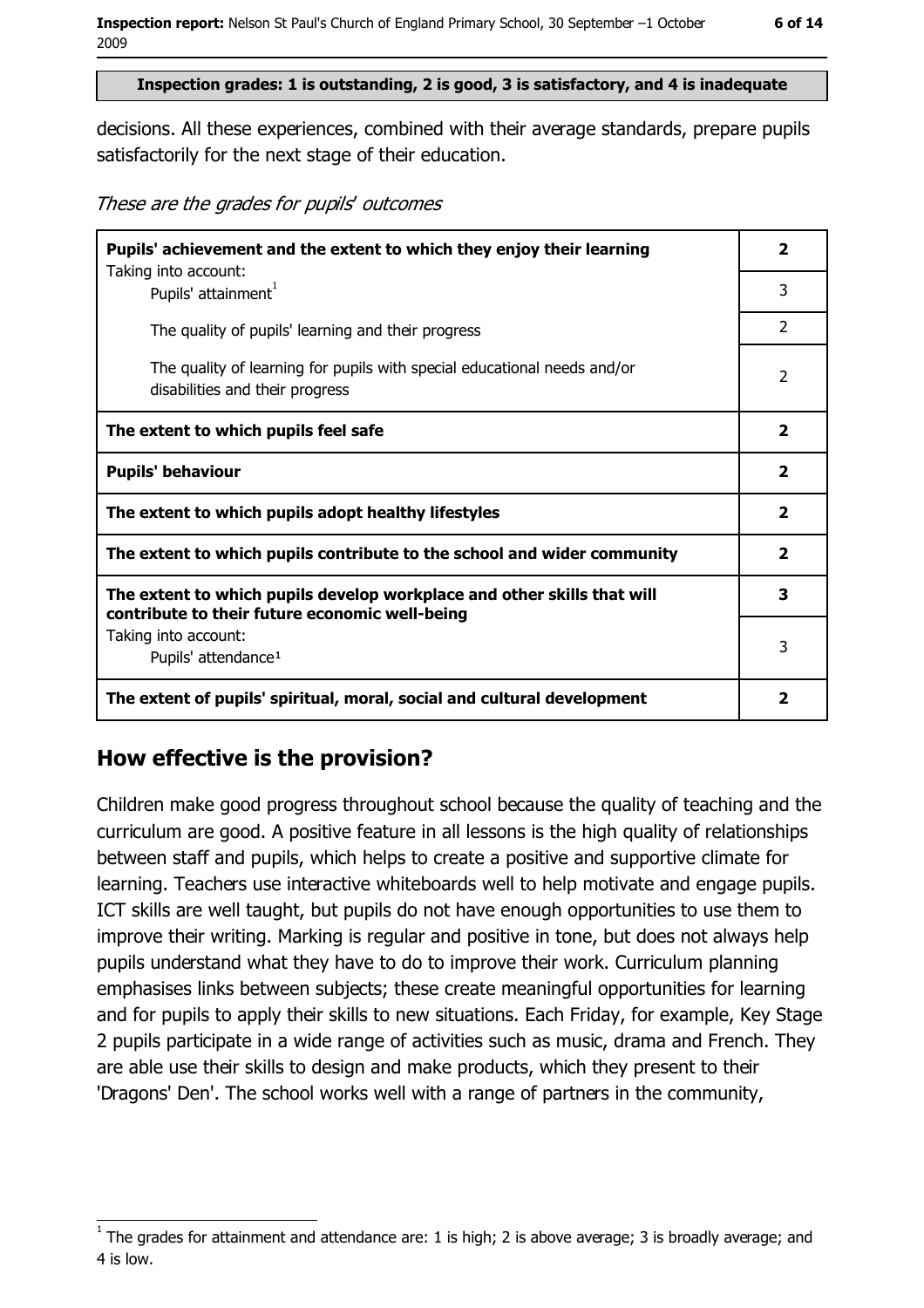**Inspection grades: 1 is outstanding, 2 is good, 3 is satisfactory, and 4 is inadequate**

decisions. All these experiences, combined with their average standards, prepare pupils satisfactorily for the next stage of their education.

*These are the grades for pupils' outcomes*

| | |
|---|---|
| **Pupils' achievement and the extent to which they enjoy their learning**<br>Taking into account: | **2** |
| Pupils' attainment[1] | 3 |
| The quality of pupils' learning and their progress | 2 |
| The quality of learning for pupils with special educational needs and/or disabilities and their progress | 2 |
| **The extent to which pupils feel safe** | **2** |
| **Pupils' behaviour** | **2** |
| **The extent to which pupils adopt healthy lifestyles** | **2** |
| **The extent to which pupils contribute to the school and wider community** | **2** |
| **The extent to which pupils develop workplace and other skills that will contribute to their future economic well-being** | **3** |
| Taking into account:<br>Pupils' attendance[1] | 3 |
| **The extent of pupils' spiritual, moral, social and cultural development** | **2** |

## How effective is the provision?

Children make good progress throughout school because the quality of teaching and the curriculum are good. A positive feature in all lessons is the high quality of relationships between staff and pupils, which helps to create a positive and supportive climate for learning. Teachers use interactive whiteboards well to help motivate and engage pupils. ICT skills are well taught, but pupils do not have enough opportunities to use them to improve their writing. Marking is regular and positive in tone, but does not always help pupils understand what they have to do to improve their work. Curriculum planning emphasises links between subjects; these create meaningful opportunities for learning and for pupils to apply their skills to new situations. Each Friday, for example, Key Stage 2 pupils participate in a wide range of activities such as music, drama and French. They are able use their skills to design and make products, which they present to their 'Dragons' Den'. The school works well with a range of partners in the community,

[1] The grades for attainment and attendance are: 1 is high; 2 is above average; 3 is broadly average; and 4 is low.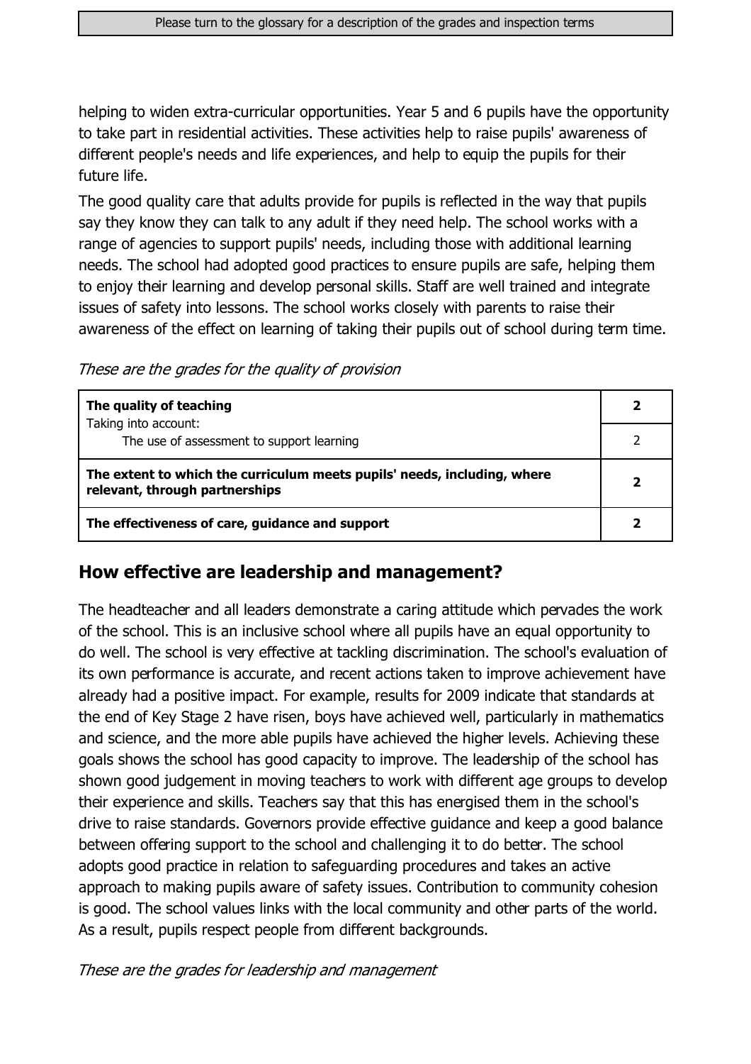helping to widen extra-curricular opportunities. Year 5 and 6 pupils have the opportunity to take part in residential activities. These activities help to raise pupils' awareness of different people's needs and life experiences, and help to equip the pupils for their future life.

The good quality care that adults provide for pupils is reflected in the way that pupils say they know they can talk to any adult if they need help. The school works with a range of agencies to support pupils' needs, including those with additional learning needs. The school had adopted good practices to ensure pupils are safe, helping them to enjoy their learning and develop personal skills. Staff are well trained and integrate issues of safety into lessons. The school works closely with parents to raise their awareness of the effect on learning of taking their pupils out of school during term time.

*These are the grades for the quality of provision*

| | |
|---|---|
| **The quality of teaching** | **2** |
| Taking into account: The use of assessment to support learning | 2 |
| **The extent to which the curriculum meets pupils' needs, including, where relevant, through partnerships** | **2** |
| **The effectiveness of care, guidance and support** | **2** |

## How effective are leadership and management?

The headteacher and all leaders demonstrate a caring attitude which pervades the work of the school. This is an inclusive school where all pupils have an equal opportunity to do well. The school is very effective at tackling discrimination. The school's evaluation of its own performance is accurate, and recent actions taken to improve achievement have already had a positive impact. For example, results for 2009 indicate that standards at the end of Key Stage 2 have risen, boys have achieved well, particularly in mathematics and science, and the more able pupils have achieved the higher levels. Achieving these goals shows the school has good capacity to improve. The leadership of the school has shown good judgement in moving teachers to work with different age groups to develop their experience and skills. Teachers say that this has energised them in the school's drive to raise standards. Governors provide effective guidance and keep a good balance between offering support to the school and challenging it to do better. The school adopts good practice in relation to safeguarding procedures and takes an active approach to making pupils aware of safety issues. Contribution to community cohesion is good. The school values links with the local community and other parts of the world. As a result, pupils respect people from different backgrounds.

*These are the grades for leadership and management*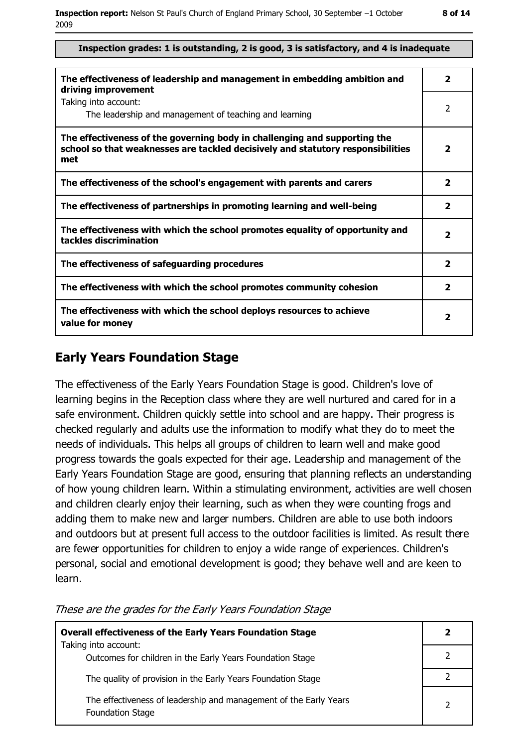**Inspection grades: 1 is outstanding, 2 is good, 3 is satisfactory, and 4 is inadequate**

| | |
|---|---|
| **The effectiveness of leadership and management in embedding ambition and driving improvement** | **2** |
| Taking into account: The leadership and management of teaching and learning | 2 |
| **The effectiveness of the governing body in challenging and supporting the school so that weaknesses are tackled decisively and statutory responsibilities met** | **2** |
| **The effectiveness of the school's engagement with parents and carers** | **2** |
| **The effectiveness of partnerships in promoting learning and well-being** | **2** |
| **The effectiveness with which the school promotes equality of opportunity and tackles discrimination** | **2** |
| **The effectiveness of safeguarding procedures** | **2** |
| **The effectiveness with which the school promotes community cohesion** | **2** |
| **The effectiveness with which the school deploys resources to achieve value for money** | **2** |

## Early Years Foundation Stage

The effectiveness of the Early Years Foundation Stage is good. Children's love of learning begins in the Reception class where they are well nurtured and cared for in a safe environment. Children quickly settle into school and are happy. Their progress is checked regularly and adults use the information to modify what they do to meet the needs of individuals. This helps all groups of children to learn well and make good progress towards the goals expected for their age. Leadership and management of the Early Years Foundation Stage are good, ensuring that planning reflects an understanding of how young children learn. Within a stimulating environment, activities are well chosen and children clearly enjoy their learning, such as when they were counting frogs and adding them to make new and larger numbers. Children are able to use both indoors and outdoors but at present full access to the outdoor facilities is limited. As result there are fewer opportunities for children to enjoy a wide range of experiences. Children's personal, social and emotional development is good; they behave well and are keen to learn.

*These are the grades for the Early Years Foundation Stage*

| | |
|---|---|
| **Overall effectiveness of the Early Years Foundation Stage** | **2** |
| Taking into account: Outcomes for children in the Early Years Foundation Stage | 2 |
| The quality of provision in the Early Years Foundation Stage | 2 |
| The effectiveness of leadership and management of the Early Years Foundation Stage | 2 |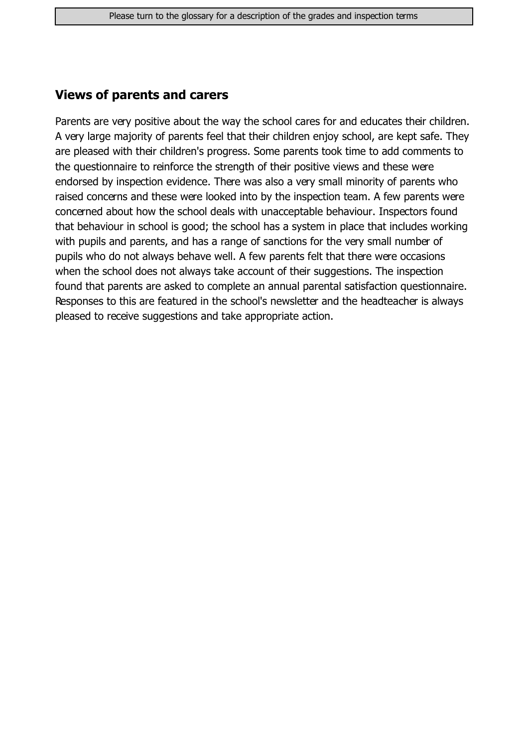## Views of parents and carers

Parents are very positive about the way the school cares for and educates their children. A very large majority of parents feel that their children enjoy school, are kept safe. They are pleased with their children's progress. Some parents took time to add comments to the questionnaire to reinforce the strength of their positive views and these were endorsed by inspection evidence. There was also a very small minority of parents who raised concerns and these were looked into by the inspection team. A few parents were concerned about how the school deals with unacceptable behaviour. Inspectors found that behaviour in school is good; the school has a system in place that includes working with pupils and parents, and has a range of sanctions for the very small number of pupils who do not always behave well. A few parents felt that there were occasions when the school does not always take account of their suggestions. The inspection found that parents are asked to complete an annual parental satisfaction questionnaire. Responses to this are featured in the school's newsletter and the headteacher is always pleased to receive suggestions and take appropriate action.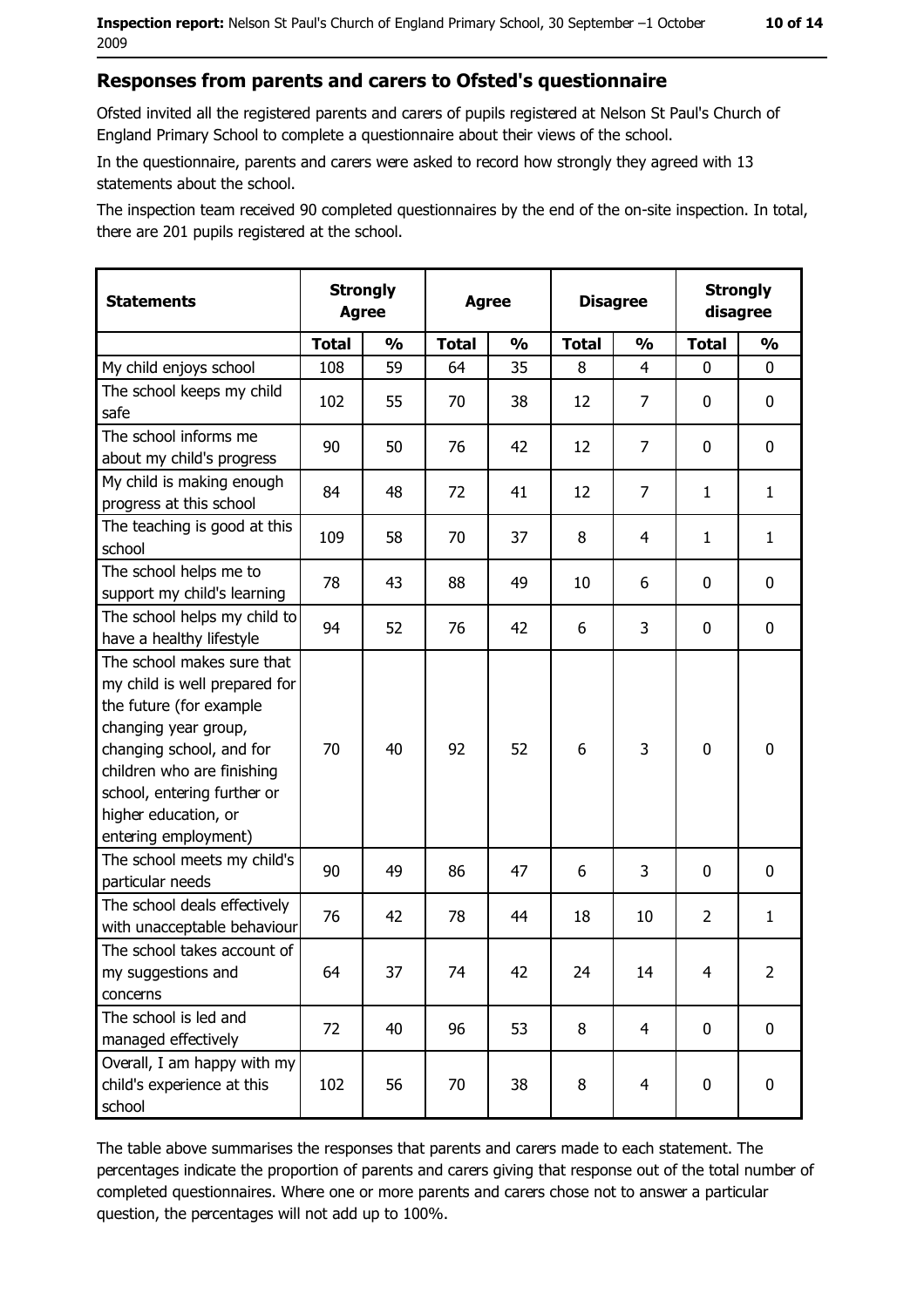## Responses from parents and carers to Ofsted's questionnaire

Ofsted invited all the registered parents and carers of pupils registered at Nelson St Paul's Church of England Primary School to complete a questionnaire about their views of the school.

In the questionnaire, parents and carers were asked to record how strongly they agreed with 13 statements about the school.

The inspection team received 90 completed questionnaires by the end of the on-site inspection. In total, there are 201 pupils registered at the school.

| Statements | Strongly Agree | | Agree | | Disagree | | Strongly disagree | |
|---|---|---|---|---|---|---|---|---|
| | Total | % | Total | % | Total | % | Total | % |
| My child enjoys school | 108 | 59 | 64 | 35 | 8 | 4 | 0 | 0 |
| The school keeps my child safe | 102 | 55 | 70 | 38 | 12 | 7 | 0 | 0 |
| The school informs me about my child's progress | 90 | 50 | 76 | 42 | 12 | 7 | 0 | 0 |
| My child is making enough progress at this school | 84 | 48 | 72 | 41 | 12 | 7 | 1 | 1 |
| The teaching is good at this school | 109 | 58 | 70 | 37 | 8 | 4 | 1 | 1 |
| The school helps me to support my child's learning | 78 | 43 | 88 | 49 | 10 | 6 | 0 | 0 |
| The school helps my child to have a healthy lifestyle | 94 | 52 | 76 | 42 | 6 | 3 | 0 | 0 |
| The school makes sure that my child is well prepared for the future (for example changing year group, changing school, and for children who are finishing school, entering further or higher education, or entering employment) | 70 | 40 | 92 | 52 | 6 | 3 | 0 | 0 |
| The school meets my child's particular needs | 90 | 49 | 86 | 47 | 6 | 3 | 0 | 0 |
| The school deals effectively with unacceptable behaviour | 76 | 42 | 78 | 44 | 18 | 10 | 2 | 1 |
| The school takes account of my suggestions and concerns | 64 | 37 | 74 | 42 | 24 | 14 | 4 | 2 |
| The school is led and managed effectively | 72 | 40 | 96 | 53 | 8 | 4 | 0 | 0 |
| Overall, I am happy with my child's experience at this school | 102 | 56 | 70 | 38 | 8 | 4 | 0 | 0 |

The table above summarises the responses that parents and carers made to each statement. The percentages indicate the proportion of parents and carers giving that response out of the total number of completed questionnaires. Where one or more parents and carers chose not to answer a particular question, the percentages will not add up to 100%.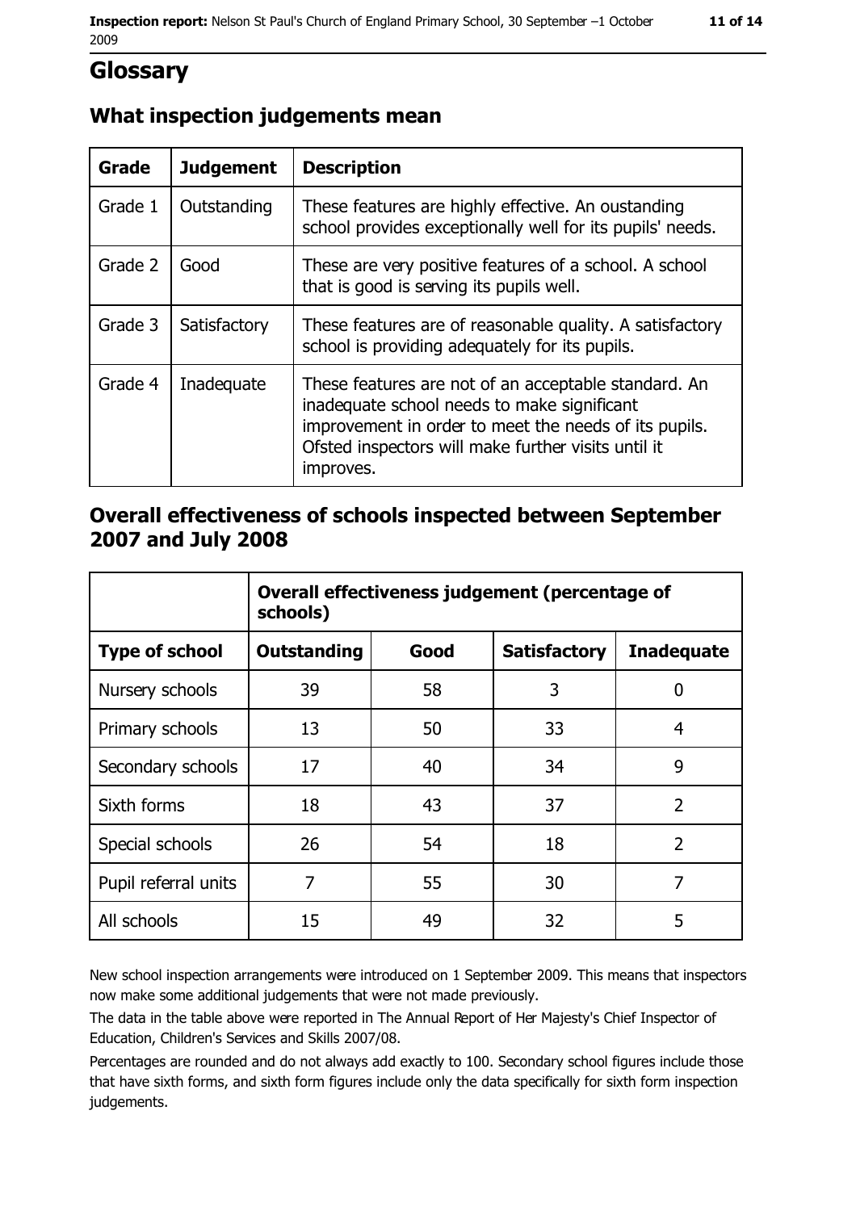# Glossary

## What inspection judgements mean

| Grade | Judgement | Description |
| --- | --- | --- |
| Grade 1 | Outstanding | These features are highly effective. An oustanding school provides exceptionally well for its pupils' needs. |
| Grade 2 | Good | These are very positive features of a school. A school that is good is serving its pupils well. |
| Grade 3 | Satisfactory | These features are of reasonable quality. A satisfactory school is providing adequately for its pupils. |
| Grade 4 | Inadequate | These features are not of an acceptable standard. An inadequate school needs to make significant improvement in order to meet the needs of its pupils. Ofsted inspectors will make further visits until it improves. |

## Overall effectiveness of schools inspected between September 2007 and July 2008

| | Overall effectiveness judgement (percentage of schools) | | | |
| --- | --- | --- | --- | --- |
| **Type of school** | **Outstanding** | **Good** | **Satisfactory** | **Inadequate** |
| Nursery schools | 39 | 58 | 3 | 0 |
| Primary schools | 13 | 50 | 33 | 4 |
| Secondary schools | 17 | 40 | 34 | 9 |
| Sixth forms | 18 | 43 | 37 | 2 |
| Special schools | 26 | 54 | 18 | 2 |
| Pupil referral units | 7 | 55 | 30 | 7 |
| All schools | 15 | 49 | 32 | 5 |

New school inspection arrangements were introduced on 1 September 2009. This means that inspectors now make some additional judgements that were not made previously.

The data in the table above were reported in The Annual Report of Her Majesty's Chief Inspector of Education, Children's Services and Skills 2007/08.

Percentages are rounded and do not always add exactly to 100. Secondary school figures include those that have sixth forms, and sixth form figures include only the data specifically for sixth form inspection judgements.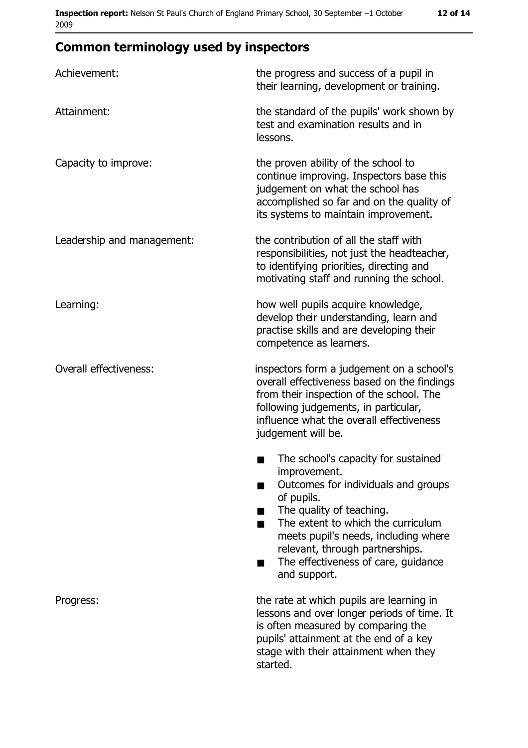## Common terminology used by inspectors

**Achievement:** the progress and success of a pupil in their learning, development or training.

**Attainment:** the standard of the pupils' work shown by test and examination results and in lessons.

**Capacity to improve:** the proven ability of the school to continue improving. Inspectors base this judgement on what the school has accomplished so far and on the quality of its systems to maintain improvement.

**Leadership and management:** the contribution of all the staff with responsibilities, not just the headteacher, to identifying priorities, directing and motivating staff and running the school.

**Learning:** how well pupils acquire knowledge, develop their understanding, learn and practise skills and are developing their competence as learners.

**Overall effectiveness:** inspectors form a judgement on a school's overall effectiveness based on the findings from their inspection of the school. The following judgements, in particular, influence what the overall effectiveness judgement will be.

- The school's capacity for sustained improvement.
- Outcomes for individuals and groups of pupils.
- The quality of teaching.
- The extent to which the curriculum meets pupil's needs, including where relevant, through partnerships.
- The effectiveness of care, guidance and support.

**Progress:** the rate at which pupils are learning in lessons and over longer periods of time. It is often measured by comparing the pupils' attainment at the end of a key stage with their attainment when they started.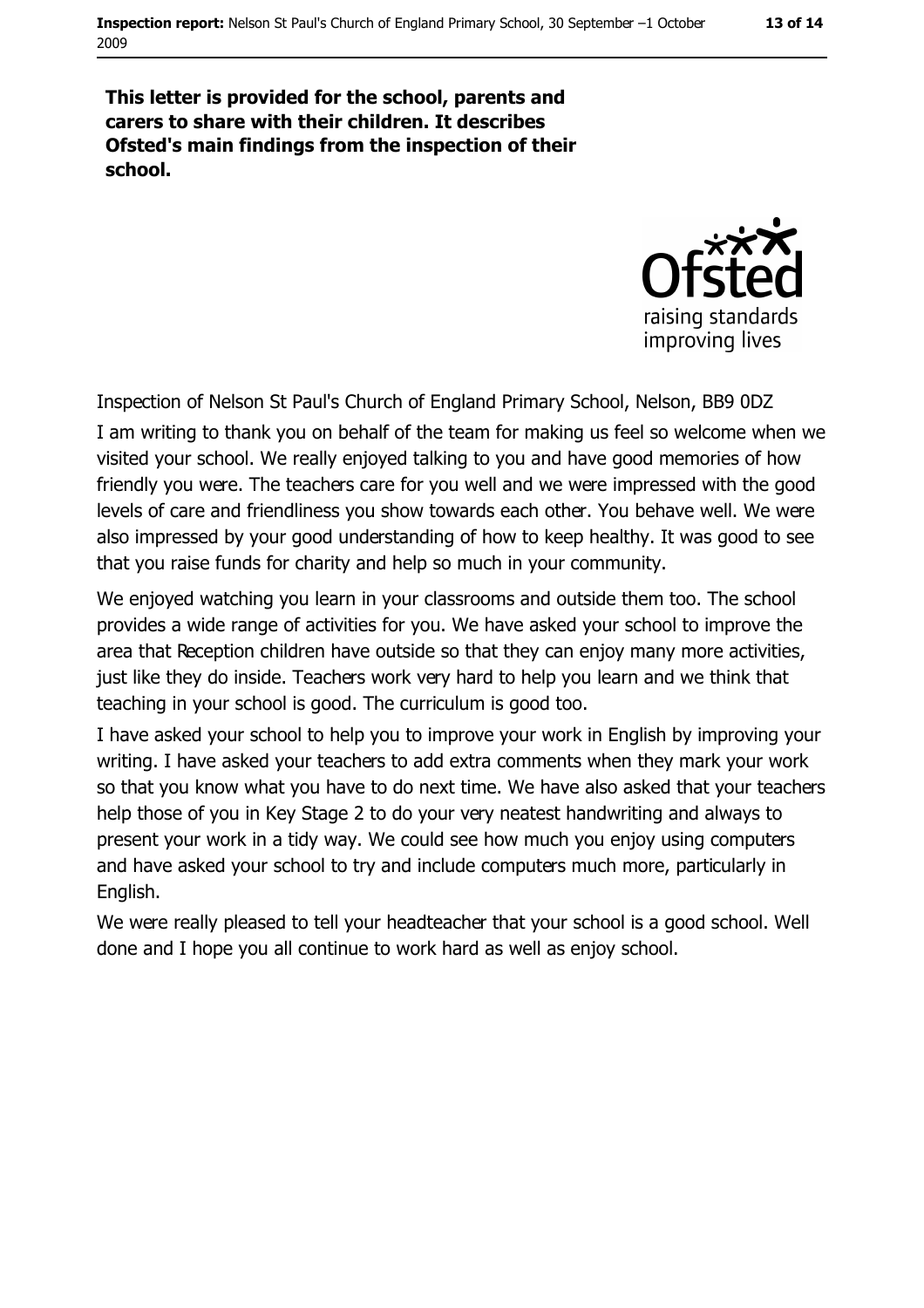**This letter is provided for the school, parents and carers to share with their children. It describes Ofsted's main findings from the inspection of their school.**

Inspection of Nelson St Paul's Church of England Primary School, Nelson, BB9 0DZ

I am writing to thank you on behalf of the team for making us feel so welcome when we visited your school. We really enjoyed talking to you and have good memories of how friendly you were. The teachers care for you well and we were impressed with the good levels of care and friendliness you show towards each other. You behave well. We were also impressed by your good understanding of how to keep healthy. It was good to see that you raise funds for charity and help so much in your community.

We enjoyed watching you learn in your classrooms and outside them too. The school provides a wide range of activities for you. We have asked your school to improve the area that Reception children have outside so that they can enjoy many more activities, just like they do inside. Teachers work very hard to help you learn and we think that teaching in your school is good. The curriculum is good too.

I have asked your school to help you to improve your work in English by improving your writing. I have asked your teachers to add extra comments when they mark your work so that you know what you have to do next time. We have also asked that your teachers help those of you in Key Stage 2 to do your very neatest handwriting and always to present your work in a tidy way. We could see how much you enjoy using computers and have asked your school to try and include computers much more, particularly in English.

We were really pleased to tell your headteacher that your school is a good school. Well done and I hope you all continue to work hard as well as enjoy school.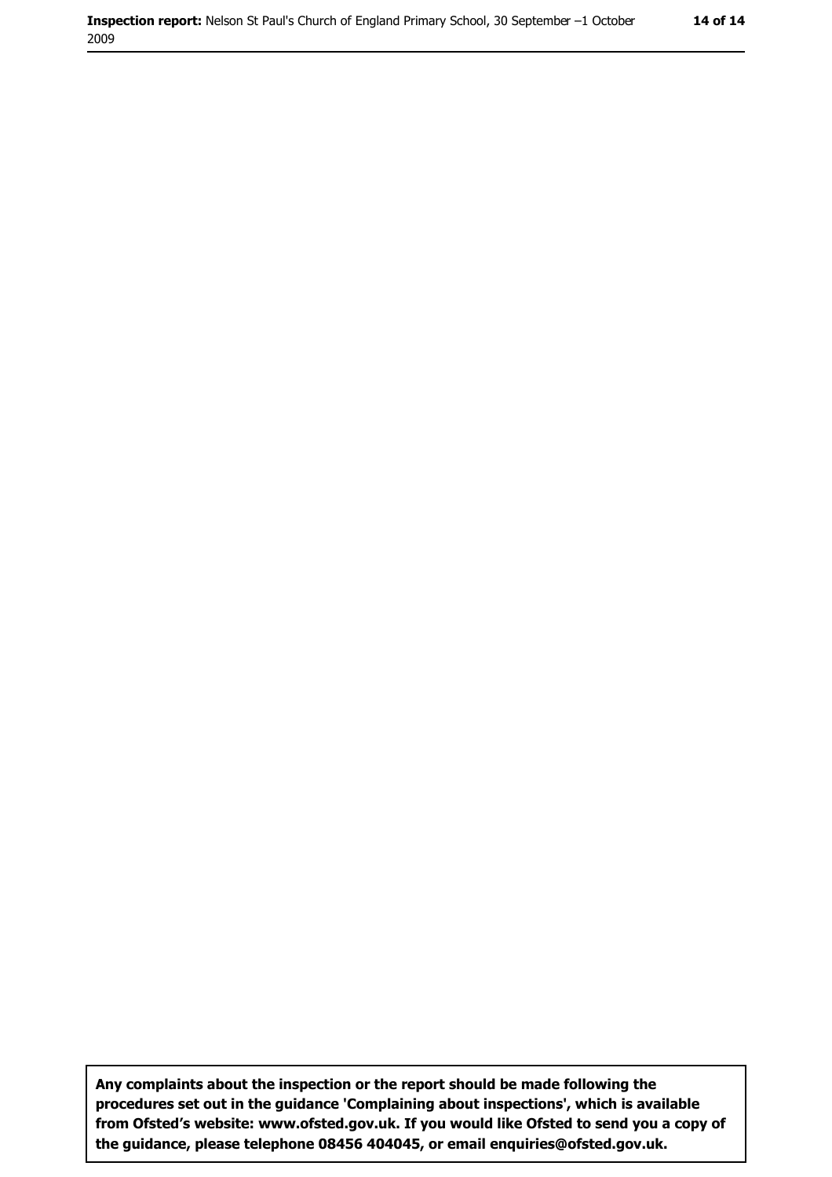**Any complaints about the inspection or the report should be made following the procedures set out in the guidance 'Complaining about inspections', which is available from Ofsted's website: www.ofsted.gov.uk. If you would like Ofsted to send you a copy of the guidance, please telephone 08456 404045, or email enquiries@ofsted.gov.uk.**